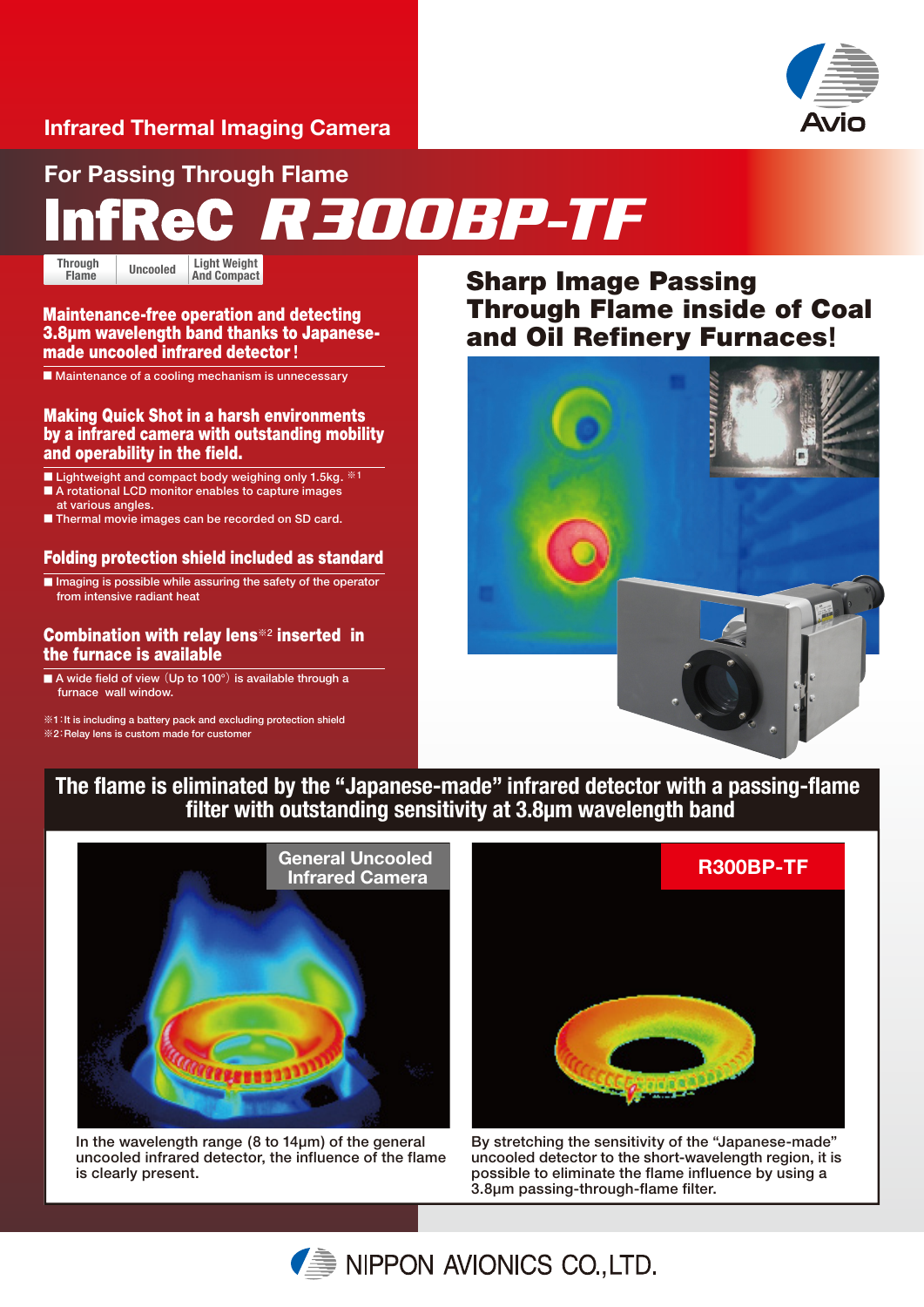Infrared Thermal Imaging Camera

## For Passing Through Flame

# InfReC R300BP-TF

| Through Flame | Uncooled | Light Weight And Compact |
|---|---|---|

### Maintenance-free operation and detecting 3.8μm wavelength band thanks to Japanese-made uncooled infrared detector!

- Maintenance of a cooling mechanism is unnecessary

### Making Quick Shot in a harsh environments by a infrared camera with outstanding mobility and operability in the field.

- Lightweight and compact body weighing only 1.5kg. ※1
- A rotational LCD monitor enables to capture images at various angles.
- Thermal movie images can be recorded on SD card.

### Folding protection shield included as standard

- Imaging is possible while assuring the safety of the operator from intensive radiant heat

### Combination with relay lens※2 inserted in the furnace is available

- A wide field of view（Up to 100°）is available through a furnace wall window.

※1：It is including a battery pack and excluding protection shield
※2：Relay lens is custom made for customer

## Sharp Image Passing Through Flame inside of Coal and Oil Refinery Furnaces!

## The flame is eliminated by the "Japanese-made" infrared detector with a passing-flame filter with outstanding sensitivity at 3.8μm wavelength band

**General Uncooled Infrared Camera**

In the wavelength range (8 to 14μm) of the general uncooled infrared detector, the influence of the flame is clearly present.

**R300BP-TF**

By stretching the sensitivity of the "Japanese-made" uncooled detector to the short-wavelength region, it is possible to eliminate the flame influence by using a 3.8μm passing-through-flame filter.

NIPPON AVIONICS CO.,LTD.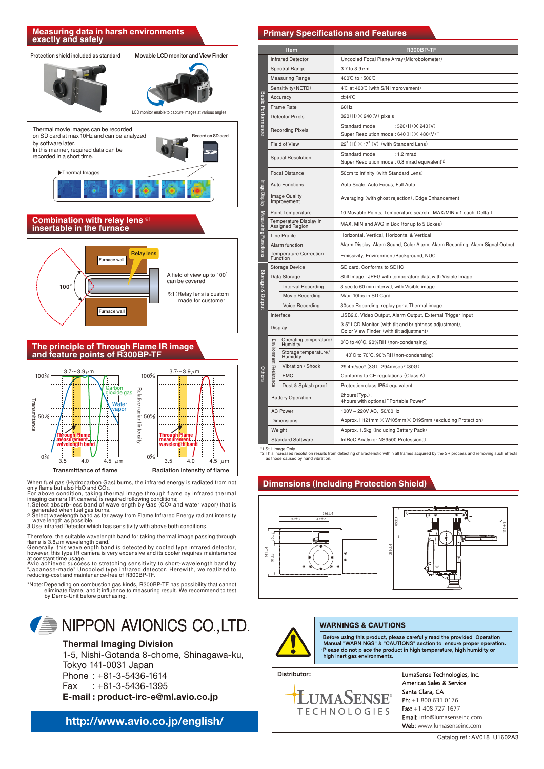## Measuring data in harsh environments exactly and safely

Protection shield included as standard

Movable LCD monitor and View Finder

LCD monitor enable to capture images at various angles

Thermal movie images can be recorded on SD card at max 10Hz and can be analyzed by software later.
In this manner, required data can be recorded in a short time.

Record on SD card

▶Thermal Images

## Combination with relay lens※1 insertable in the furnace

Relay lens

Furnace wall

Furnace wall

100°

A field of view up to 100° can be covered

※1: Relay lens is custom made for customer

## The principle of Through Flame IR image and feature points of R300BP-TF

3.7〜3.9μm

100%

50%

0%

Transmittance

Carbon dioxide gas

Water vapor

Through Flame measurement wavelength band

3.5 4.0 4.5 μm

Transmittance of flame

3.7〜3.9μm

100%

50%

0%

Relative radiant intensity

Through Flame measurement wavelength band

3.5 4.0 4.5 μm

Radiation intensity of flame

When fuel gas (Hydrocarbon Gas) burns, the infrared energy is radiated from not only flame but also $H_2O$ and $CO_2$.
For above condition, taking thermal image through flame by infrared thermal imaging camera (IR camera) is required following conditions;

1. Select absorb-less band of wavelength by Gas ($CO_2$ and water vapor) that is generated when fuel gas burns.
2. Select wavelength band as far away from Flame Infrared Energy radiant intensity wave length as possible.
3. Use Infrared Detector which has sensitivity with above both conditions.

Therefore, the suitable wavelength band for taking thermal image passing through flame is 3.8μm wavelength band.
Generally, this wavelength band is detected by cooled type infrared detector, however, this type IR camera is very expensive and its cooler requires maintenance at constant time usage.
Avio achieved success to stretching sensitivity to short-wavelength band by "Japanese-made" Uncooled type infrared detector. Herewith, we realized to reducing-cost and maintenance-free of R300BP-TF.

*Note: Depending on combustion gas kinds, R300BP-TF has possibility that cannot eliminate flame, and it influence to measuring result. We recommend to test by Demo-Unit before purchasing.

## Primary Specifications and Features

| | Item | | R300BP-TF |
|---|---|---|---|
| Basic Performance | Infrared Detector | | Uncooled Focal Plane Array (Microbolometer) |
| | Spectral Range | | 3.7 to 3.9μm |
| | Measuring Range | | 400℃ to 1500℃ |
| | Sensitivity (NETD) | | 4℃ at 400℃ (with S/N improvement) |
| | Accuracy | | ±44℃ |
| | Frame Rate | | 60Hz |
| | Detector Pixels | | 320 (H) × 240 (V) pixels |
| | Recording Pixels | | Standard mode : 320 (H) × 240 (V)<br>Super Resolution mode : 640 (H) × 480 (V)*1 |
| | Field of View | | 22° (H) × 17° (V) (with Standard Lens) |
| | Spatial Resolution | | Standard mode : 1.2 mrad<br>Super Resolution mode : 0.8 mrad equivalent*2 |
| | Focal Distance | | 50cm to infinity (with Standard Lens) |
| Image Display | Auto Functions | | Auto Scale, Auto Focus, Full Auto |
| | Image Quality Improvement | | Averaging (with ghost rejection), Edge Enhancement |
| Measuring Functions | Point Temperature | | 10 Movable Points, Temperature search : MAX/MIN x 1 each, Delta T |
| | Temperature Display in Assigned Region | | MAX, MIN and AVG in Box (for up to 5 Boxes) |
| | Line Profile | | Horizontal, Vertical, Horizontal & Vertical |
| | Alarm function | | Alarm Display, Alarm Sound, Color Alarm, Alarm Recording, Alarm Signal Output |
| | Temperature Correction Function | | Emissivity, Environment/Background, NUC |
| Storage & Output | Storage Device | | SD card, Conforms to SDHC |
| | Data Storage | | Still Image : JPEG with temperature data with Visible Image |
| | | Interval Recording | 3 sec to 60 min interval, with Visible image |
| | | Movie Recording | Max. 10fps in SD Card |
| | | Voice Recording | 30sec Recording, replay per a Thermal image |
| | Interface | | USB2.0, Video Output, Alarm Output, External Trigger Input |
| Others | Display | | 3.5" LCD Monitor (with tilt and brightness adjustment), Color View Finder (with tilt adjustment) |
| | Environment Resistance | Operating temperature/Humidity | 0℃ to 40℃, 90%RH (non-condensing) |
| | | Storage temperature/Humidity | −40℃ to 70℃, 90%RH (non-condensing) |
| | | Vibration / Shock | 29.4m/sec² (3G), 294m/sec² (30G) |
| | | EMC | Conforms to CE regulations (Class A) |
| | | Dust & Splash proof | Protection class IP54 equivalent |
| | Battery Operation | | 2hours (Typ.),<br>4hours with optional "Portable Power" |
| | AC Power | | 100V – 220V AC, 50/60Hz |
| | Dimensions | | Approx. H121mm × W105mm × D195mm (excluding Protection) |
| | Weight | | Approx. 1.5kg (including Battery Pack) |
| | Standard Software | | InfReC Analyzer NS9500 Professional |

*1 Still Image Only
*2 This increased resolution results from detecting characteristic within all frames acquired by the SR process and removing such effects as those caused by hand vibration.

## Dimensions (Including Protection Shield)

286±4
99±3
47±2
36±2
141±4
95±3
89±3
239±4
111±3

# NIPPON AVIONICS CO.,LTD.

**Thermal Imaging Division**
1-5, Nishi-Gotanda 8-chome, Shinagawa-ku, Tokyo 141-0031 Japan
Phone : +81-3-5436-1614
Fax : +81-3-5436-1395
**E-mail : product-irc-e@ml.avio.co.jp**

**http://www.avio.co.jp/english/**

### WARNINGS & CAUTIONS

- **Before using this product, please carefully read the provided Operation Manual "WARNINGS" & "CAUTIONS" section to ensure proper operation.**
- **Please do not place the product in high temperature, high humidity or high inert gas environments.**

Distributor:

LUMASENSE TECHNOLOGIES

LumaSense Technologies, Inc.
Americas Sales & Service
Santa Clara, CA
Ph: +1 800 631 0176
Fax: +1 408 727 1677
Email: info@lumasenseinc.com
Web: www.lumasenseinc.com

Catalog ref : AV018 U1602A3